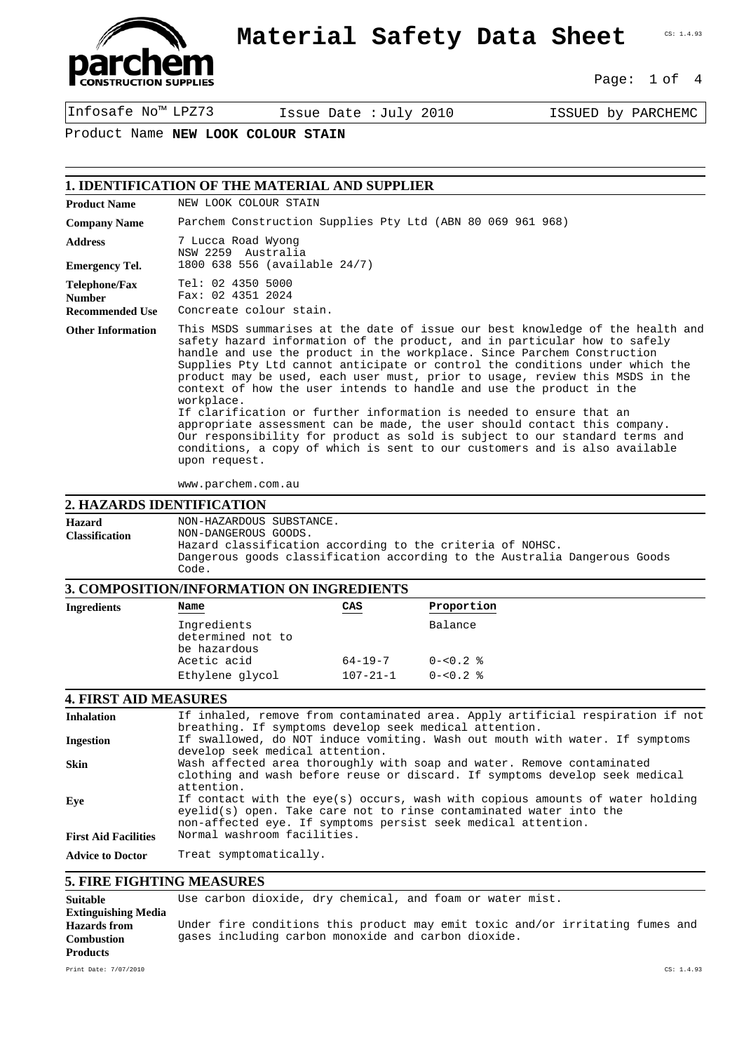# Material Safety Data Sheet

Infosafe No™ LPZ73 | Issue Date : July 2010 | ISSUED by PARCHEMC

Product Name **NEW LOOK COLOUR STAIN**

## 1. IDENTIFICATION OF THE MATERIAL AND SUPPLIER

**Product Name**
NEW LOOK COLOUR STAIN

**Company Name**
Parchem Construction Supplies Pty Ltd (ABN 80 069 961 968)

**Address**
7 Lucca Road Wyong
NSW 2259 Australia

**Emergency Tel.**
1800 638 556 (available 24/7)

**Telephone/Fax Number**
Tel: 02 4350 5000
Fax: 02 4351 2024

**Recommended Use**
Concreate colour stain.

**Other Information**
This MSDS summarises at the date of issue our best knowledge of the health and safety hazard information of the product, and in particular how to safely handle and use the product in the workplace. Since Parchem Construction Supplies Pty Ltd cannot anticipate or control the conditions under which the product may be used, each user must, prior to usage, review this MSDS in the context of how the user intends to handle and use the product in the workplace.
If clarification or further information is needed to ensure that an appropriate assessment can be made, the user should contact this company. Our responsibility for product as sold is subject to our standard terms and conditions, a copy of which is sent to our customers and is also available upon request.

www.parchem.com.au

## 2. HAZARDS IDENTIFICATION

**Hazard Classification**
NON-HAZARDOUS SUBSTANCE.
NON-DANGEROUS GOODS.
Hazard classification according to the criteria of NOHSC.
Dangerous goods classification according to the Australia Dangerous Goods Code.

## 3. COMPOSITION/INFORMATION ON INGREDIENTS

**Ingredients**

| Name | CAS | Proportion |
|---|---|---|
| Ingredients determined not to be hazardous | | Balance |
| Acetic acid | 64-19-7 | 0-<0.2 % |
| Ethylene glycol | 107-21-1 | 0-<0.2 % |

## 4. FIRST AID MEASURES

**Inhalation**
If inhaled, remove from contaminated area. Apply artificial respiration if not breathing. If symptoms develop seek medical attention.

**Ingestion**
If swallowed, do NOT induce vomiting. Wash out mouth with water. If symptoms develop seek medical attention.

**Skin**
Wash affected area thoroughly with soap and water. Remove contaminated clothing and wash before reuse or discard. If symptoms develop seek medical attention.

**Eye**
If contact with the eye(s) occurs, wash with copious amounts of water holding eyelid(s) open. Take care not to rinse contaminated water into the non-affected eye. If symptoms persist seek medical attention.

**First Aid Facilities**
Normal washroom facilities.

**Advice to Doctor**
Treat symptomatically.

## 5. FIRE FIGHTING MEASURES

**Suitable Extinguishing Media**
Use carbon dioxide, dry chemical, and foam or water mist.

**Hazards from Combustion Products**
Under fire conditions this product may emit toxic and/or irritating fumes and gases including carbon monoxide and carbon dioxide.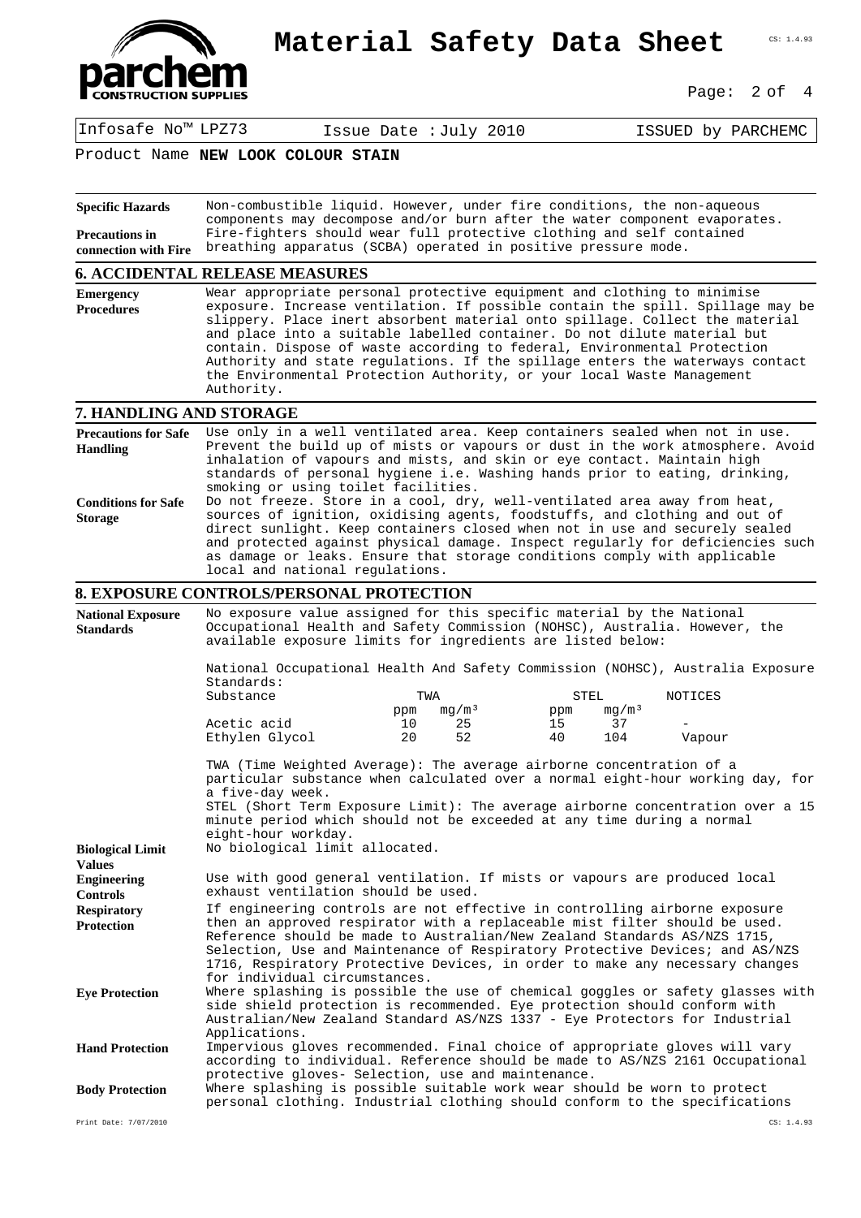Product Name **NEW LOOK COLOUR STAIN**

**Specific Hazards**
Non-combustible liquid. However, under fire conditions, the non-aqueous components may decompose and/or burn after the water component evaporates.

**Precautions in connection with Fire**
Fire-fighters should wear full protective clothing and self contained breathing apparatus (SCBA) operated in positive pressure mode.

## 6. ACCIDENTAL RELEASE MEASURES

**Emergency Procedures**
Wear appropriate personal protective equipment and clothing to minimise exposure. Increase ventilation. If possible contain the spill. Spillage may be slippery. Place inert absorbent material onto spillage. Collect the material and place into a suitable labelled container. Do not dilute material but contain. Dispose of waste according to federal, Environmental Protection Authority and state regulations. If the spillage enters the waterways contact the Environmental Protection Authority, or your local Waste Management Authority.

## 7. HANDLING AND STORAGE

**Precautions for Safe Handling**
Use only in a well ventilated area. Keep containers sealed when not in use. Prevent the build up of mists or vapours or dust in the work atmosphere. Avoid inhalation of vapours and mists, and skin or eye contact. Maintain high standards of personal hygiene i.e. Washing hands prior to eating, drinking, smoking or using toilet facilities.

**Conditions for Safe Storage**
Do not freeze. Store in a cool, dry, well-ventilated area away from heat, sources of ignition, oxidising agents, foodstuffs, and clothing and out of direct sunlight. Keep containers closed when not in use and securely sealed and protected against physical damage. Inspect regularly for deficiencies such as damage or leaks. Ensure that storage conditions comply with applicable local and national regulations.

## 8. EXPOSURE CONTROLS/PERSONAL PROTECTION

**National Exposure Standards**
No exposure value assigned for this specific material by the National Occupational Health and Safety Commission (NOHSC), Australia. However, the available exposure limits for ingredients are listed below:

National Occupational Health And Safety Commission (NOHSC), Australia Exposure Standards:

| Substance | TWA | | STEL | | NOTICES |
|---|---|---|---|---|---|
| | ppm | $mg/m^3$ | ppm | $mg/m^3$ | |
| Acetic acid | 10 | 25 | 15 | 37 | - |
| Ethylen Glycol | 20 | 52 | 40 | 104 | Vapour |

TWA (Time Weighted Average): The average airborne concentration of a particular substance when calculated over a normal eight-hour working day, for a five-day week.
STEL (Short Term Exposure Limit): The average airborne concentration over a 15 minute period which should not be exceeded at any time during a normal eight-hour workday.

**Biological Limit Values**
No biological limit allocated.

**Engineering Controls**
Use with good general ventilation. If mists or vapours are produced local exhaust ventilation should be used.

**Respiratory Protection**
If engineering controls are not effective in controlling airborne exposure then an approved respirator with a replaceable mist filter should be used. Reference should be made to Australian/New Zealand Standards AS/NZS 1715, Selection, Use and Maintenance of Respiratory Protective Devices; and AS/NZS 1716, Respiratory Protective Devices, in order to make any necessary changes for individual circumstances.

**Eye Protection**
Where splashing is possible the use of chemical goggles or safety glasses with side shield protection is recommended. Eye protection should conform with Australian/New Zealand Standard AS/NZS 1337 - Eye Protectors for Industrial Applications.

**Hand Protection**
Impervious gloves recommended. Final choice of appropriate gloves will vary according to individual. Reference should be made to AS/NZS 2161 Occupational protective gloves- Selection, use and maintenance.

**Body Protection**
Where splashing is possible suitable work wear should be worn to protect personal clothing. Industrial clothing should conform to the specifications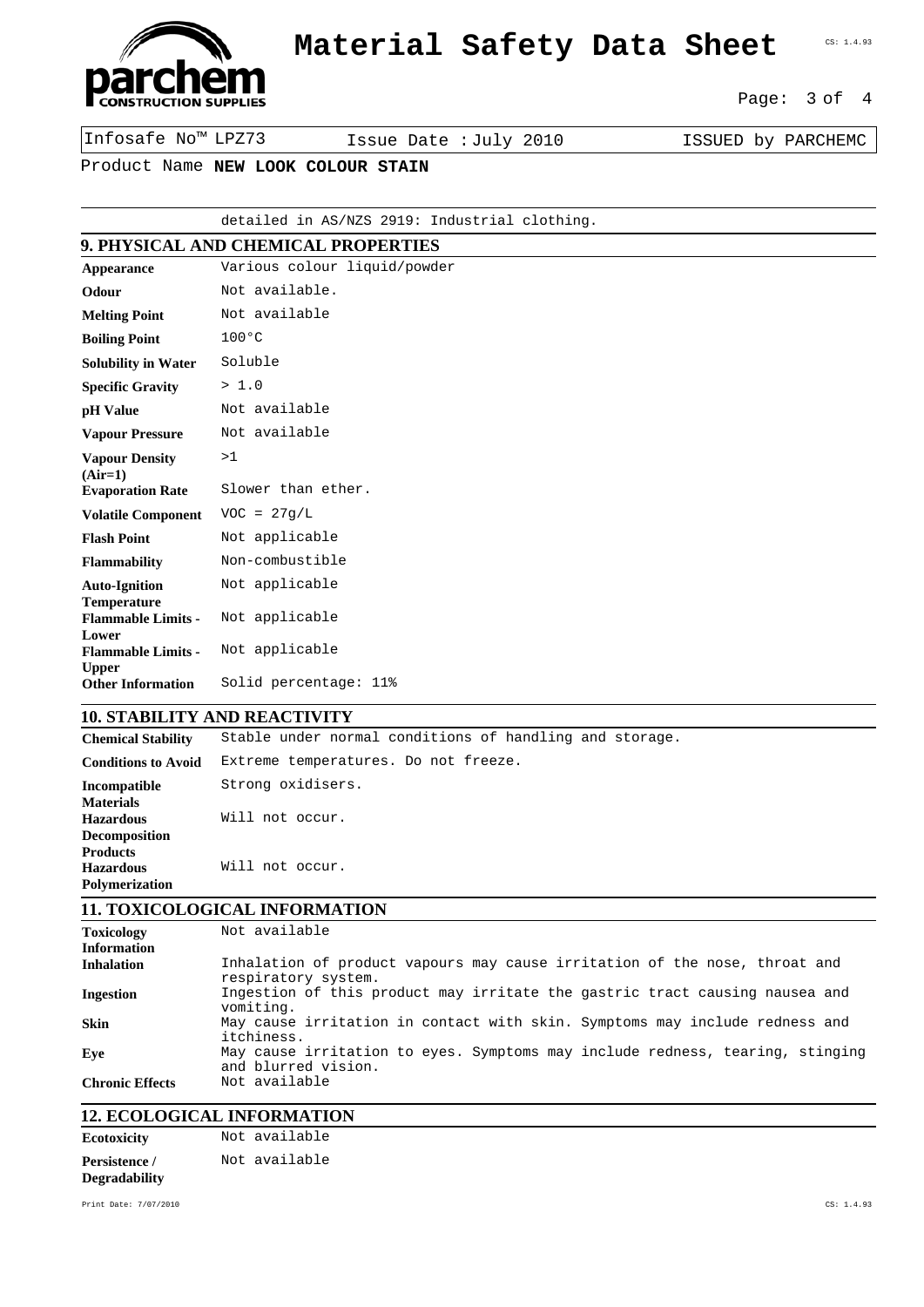Product Name **NEW LOOK COLOUR STAIN**

detailed in AS/NZS 2919: Industrial clothing.

## 9. PHYSICAL AND CHEMICAL PROPERTIES

| | |
|---|---|
| **Appearance** | Various colour liquid/powder |
| **Odour** | Not available. |
| **Melting Point** | Not available |
| **Boiling Point** | 100°C |
| **Solubility in Water** | Soluble |
| **Specific Gravity** | > 1.0 |
| **pH Value** | Not available |
| **Vapour Pressure** | Not available |
| **Vapour Density (Air=1)** | >1 |
| **Evaporation Rate** | Slower than ether. |
| **Volatile Component** | VOC = 27g/L |
| **Flash Point** | Not applicable |
| **Flammability** | Non-combustible |
| **Auto-Ignition Temperature** | Not applicable |
| **Flammable Limits - Lower** | Not applicable |
| **Flammable Limits - Upper** | Not applicable |
| **Other Information** | Solid percentage: 11% |

## 10. STABILITY AND REACTIVITY

| | |
|---|---|
| **Chemical Stability** | Stable under normal conditions of handling and storage. |
| **Conditions to Avoid** | Extreme temperatures. Do not freeze. |
| **Incompatible Materials** | Strong oxidisers. |
| **Hazardous Decomposition Products** | Will not occur. |
| **Hazardous Polymerization** | Will not occur. |

## 11. TOXICOLOGICAL INFORMATION

| | |
|---|---|
| **Toxicology Information** | Not available |
| **Inhalation** | Inhalation of product vapours may cause irritation of the nose, throat and respiratory system. |
| **Ingestion** | Ingestion of this product may irritate the gastric tract causing nausea and vomiting. |
| **Skin** | May cause irritation in contact with skin. Symptoms may include redness and itchiness. |
| **Eye** | May cause irritation to eyes. Symptoms may include redness, tearing, stinging and blurred vision. |
| **Chronic Effects** | Not available |

## 12. ECOLOGICAL INFORMATION

| | |
|---|---|
| **Ecotoxicity** | Not available |
| **Persistence / Degradability** | Not available |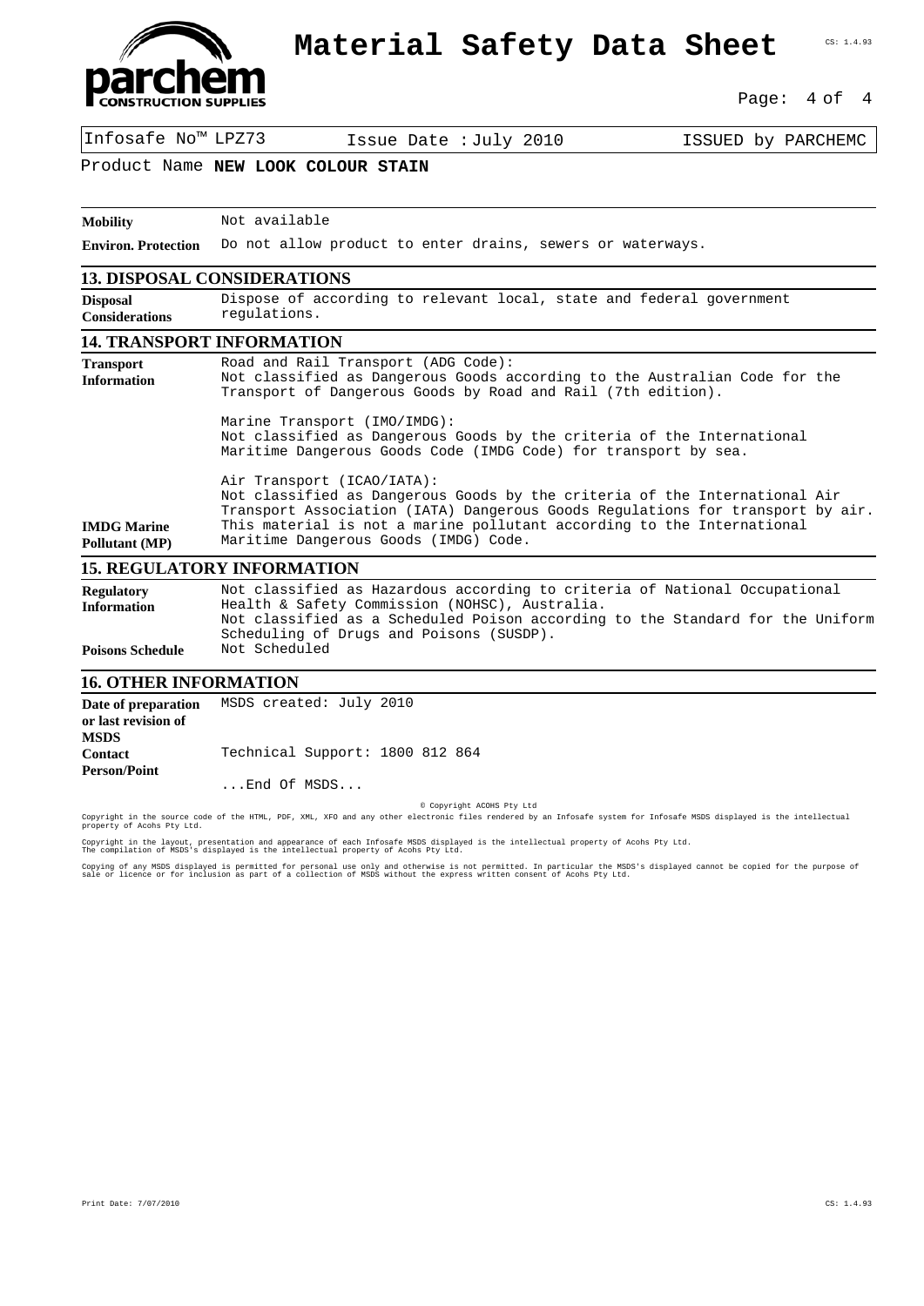Infosafe No™ LPZ73 | Issue Date : July 2010 | ISSUED by PARCHEMC

Product Name **NEW LOOK COLOUR STAIN**

| | |
|---|---|
| **Mobility** | Not available |
| **Environ. Protection** | Do not allow product to enter drains, sewers or waterways. |

## 13. DISPOSAL CONSIDERATIONS

| | |
|---|---|
| **Disposal Considerations** | Dispose of according to relevant local, state and federal government regulations. |

## 14. TRANSPORT INFORMATION

| | |
|---|---|
| **Transport Information** | Road and Rail Transport (ADG Code): Not classified as Dangerous Goods according to the Australian Code for the Transport of Dangerous Goods by Road and Rail (7th edition).<br><br>Marine Transport (IMO/IMDG): Not classified as Dangerous Goods by the criteria of the International Maritime Dangerous Goods Code (IMDG Code) for transport by sea.<br><br>Air Transport (ICAO/IATA): Not classified as Dangerous Goods by the criteria of the International Air Transport Association (IATA) Dangerous Goods Regulations for transport by air. |
| **IMDG Marine Pollutant (MP)** | This material is not a marine pollutant according to the International Maritime Dangerous Goods (IMDG) Code. |

## 15. REGULATORY INFORMATION

| | |
|---|---|
| **Regulatory Information** | Not classified as Hazardous according to criteria of National Occupational Health & Safety Commission (NOHSC), Australia. Not classified as a Scheduled Poison according to the Standard for the Uniform Scheduling of Drugs and Poisons (SUSDP). |
| **Poisons Schedule** | Not Scheduled |

## 16. OTHER INFORMATION

| | |
|---|---|
| **Date of preparation or last revision of MSDS** | MSDS created: July 2010 |
| **Contact Person/Point** | Technical Support: 1800 812 864 |

...End Of MSDS...

© Copyright ACOHS Pty Ltd

Copyright in the source code of the HTML, PDF, XML, XFO and any other electronic files rendered by an Infosafe system for Infosafe MSDS displayed is the intellectual property of Acohs Pty Ltd.

Copyright in the layout, presentation and appearance of each Infosafe MSDS displayed is the intellectual property of Acohs Pty Ltd.
The compilation of MSDS's displayed is the intellectual property of Acohs Pty Ltd.

Copying of any MSDS displayed is permitted for personal use only and otherwise is not permitted. In particular the MSDS's displayed cannot be copied for the purpose of sale or licence or for inclusion as part of a collection of MSDS without the express written consent of Acohs Pty Ltd.